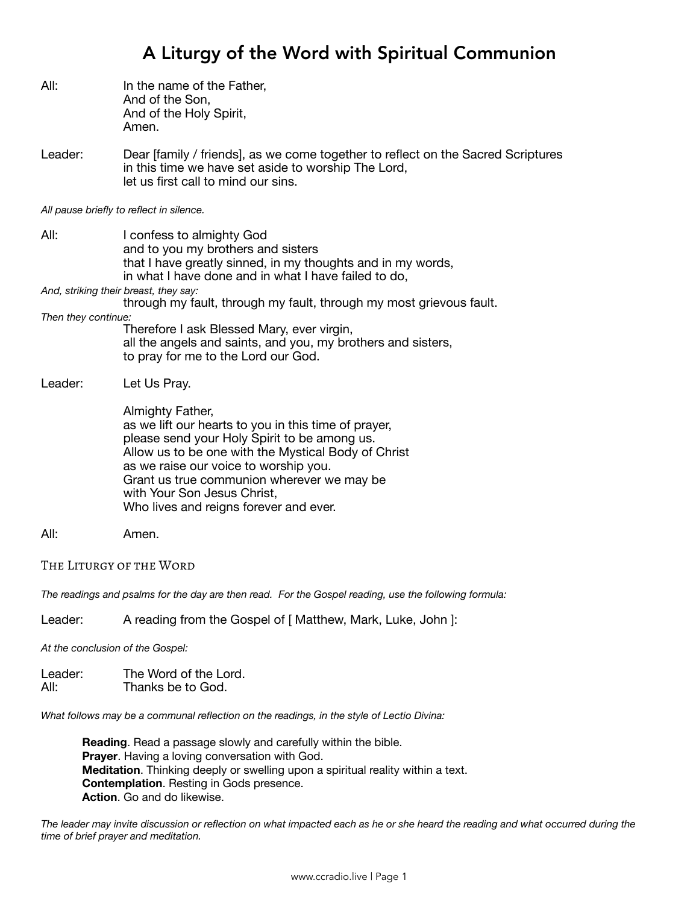# A Liturgy of the Word with Spiritual Communion

All: In the name of the Father,
And of the Son,
And of the Holy Spirit,
Amen.

Leader: Dear [family / friends], as we come together to reflect on the Sacred Scriptures
in this time we have set aside to worship The Lord,
let us first call to mind our sins.

*All pause briefly to reflect in silence.*

All: I confess to almighty God
and to you my brothers and sisters
that I have greatly sinned, in my thoughts and in my words,
in what I have done and in what I have failed to do,

*And, striking their breast, they say:*

through my fault, through my fault, through my most grievous fault.

*Then they continue:*

Therefore I ask Blessed Mary, ever virgin,
all the angels and saints, and you, my brothers and sisters,
to pray for me to the Lord our God.

Leader: Let Us Pray.

Almighty Father,
as we lift our hearts to you in this time of prayer,
please send your Holy Spirit to be among us.
Allow us to be one with the Mystical Body of Christ
as we raise our voice to worship you.
Grant us true communion wherever we may be
with Your Son Jesus Christ,
Who lives and reigns forever and ever.

All: Amen.

## The Liturgy of the Word

*The readings and psalms for the day are then read. For the Gospel reading, use the following formula:*

Leader: A reading from the Gospel of [ Matthew, Mark, Luke, John ]:

*At the conclusion of the Gospel:*

Leader: The Word of the Lord.
All: Thanks be to God.

*What follows may be a communal reflection on the readings, in the style of Lectio Divina:*

**Reading**. Read a passage slowly and carefully within the bible.
**Prayer**. Having a loving conversation with God.
**Meditation**. Thinking deeply or swelling upon a spiritual reality within a text.
**Contemplation**. Resting in Gods presence.
**Action**. Go and do likewise.

*The leader may invite discussion or reflection on what impacted each as he or she heard the reading and what occurred during the time of brief prayer and meditation.*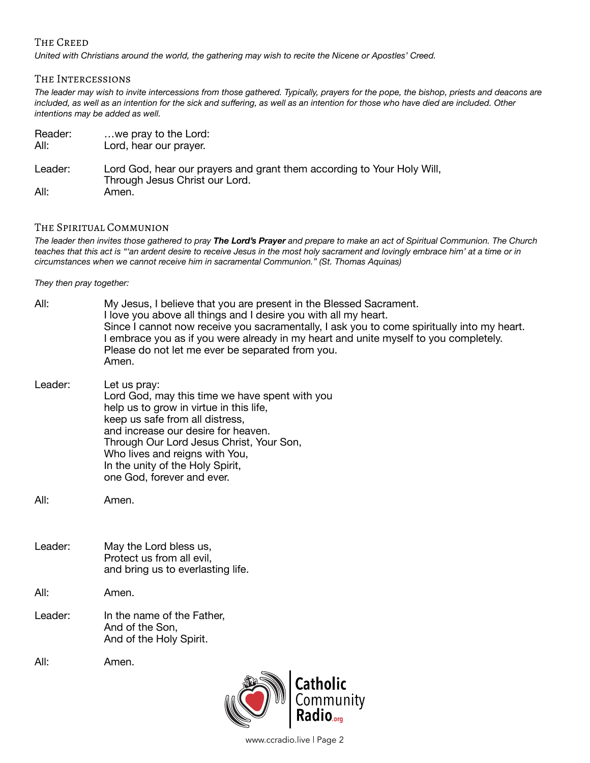## The Creed

*United with Christians around the world, the gathering may wish to recite the Nicene or Apostles' Creed.*

## The Intercessions

*The leader may wish to invite intercessions from those gathered. Typically, prayers for the pope, the bishop, priests and deacons are included, as well as an intention for the sick and suffering, as well as an intention for those who have died are included. Other intentions may be added as well.*

Reader: …we pray to the Lord:
All: Lord, hear our prayer.

Leader: Lord God, hear our prayers and grant them according to Your Holy Will,
Through Jesus Christ our Lord.
All: Amen.

## The Spiritual Communion

*The leader then invites those gathered to pray* ***The Lord's Prayer*** *and prepare to make an act of Spiritual Communion. The Church teaches that this act is "'an ardent desire to receive Jesus in the most holy sacrament and lovingly embrace him' at a time or in circumstances when we cannot receive him in sacramental Communion." (St. Thomas Aquinas)*

*They then pray together:*

All: My Jesus, I believe that you are present in the Blessed Sacrament.
I love you above all things and I desire you with all my heart.
Since I cannot now receive you sacramentally, I ask you to come spiritually into my heart.
I embrace you as if you were already in my heart and unite myself to you completely.
Please do not let me ever be separated from you.
Amen.

Leader: Let us pray:
Lord God, may this time we have spent with you
help us to grow in virtue in this life,
keep us safe from all distress,
and increase our desire for heaven.
Through Our Lord Jesus Christ, Your Son,
Who lives and reigns with You,
In the unity of the Holy Spirit,
one God, forever and ever.

All: Amen.

Leader: May the Lord bless us,
Protect us from all evil,
and bring us to everlasting life.

All: Amen.

Leader: In the name of the Father,
And of the Son,
And of the Holy Spirit.

All: Amen.

Catholic Community Radio.org

www.ccradio.live